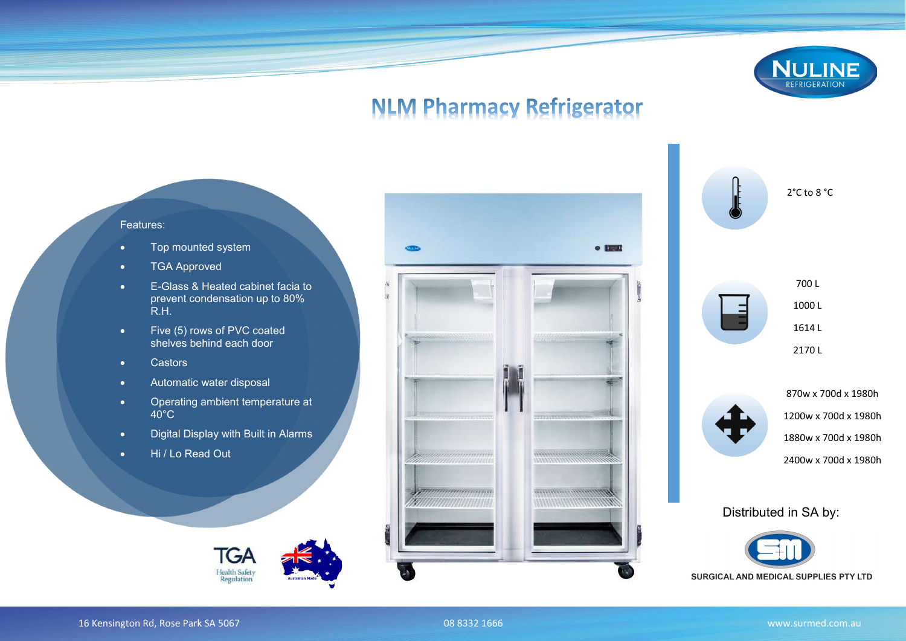NULINE REFRIGERATION

# NLM Pharmacy Refrigerator

Features:

- Top mounted system
- TGA Approved
- E-Glass & Heated cabinet facia to prevent condensation up to 80% R.H.
- Five (5) rows of PVC coated shelves behind each door
- Castors
- Automatic water disposal
- Operating ambient temperature at 40°C
- Digital Display with Built in Alarms
- Hi / Lo Read Out

2°C to 8 °C

700 L

1000 L

1614 L

2170 L

870w x 700d x 1980h

1200w x 700d x 1980h

1880w x 700d x 1980h

2400w x 700d x 1980h

TGA Health Safety Regulation

Australian Made

Distributed in SA by:

SURGICAL AND MEDICAL SUPPLIES PTY LTD

16 Kensington Rd, Rose Park SA 5067 | 08 8332 1666 | www.surmed.com.au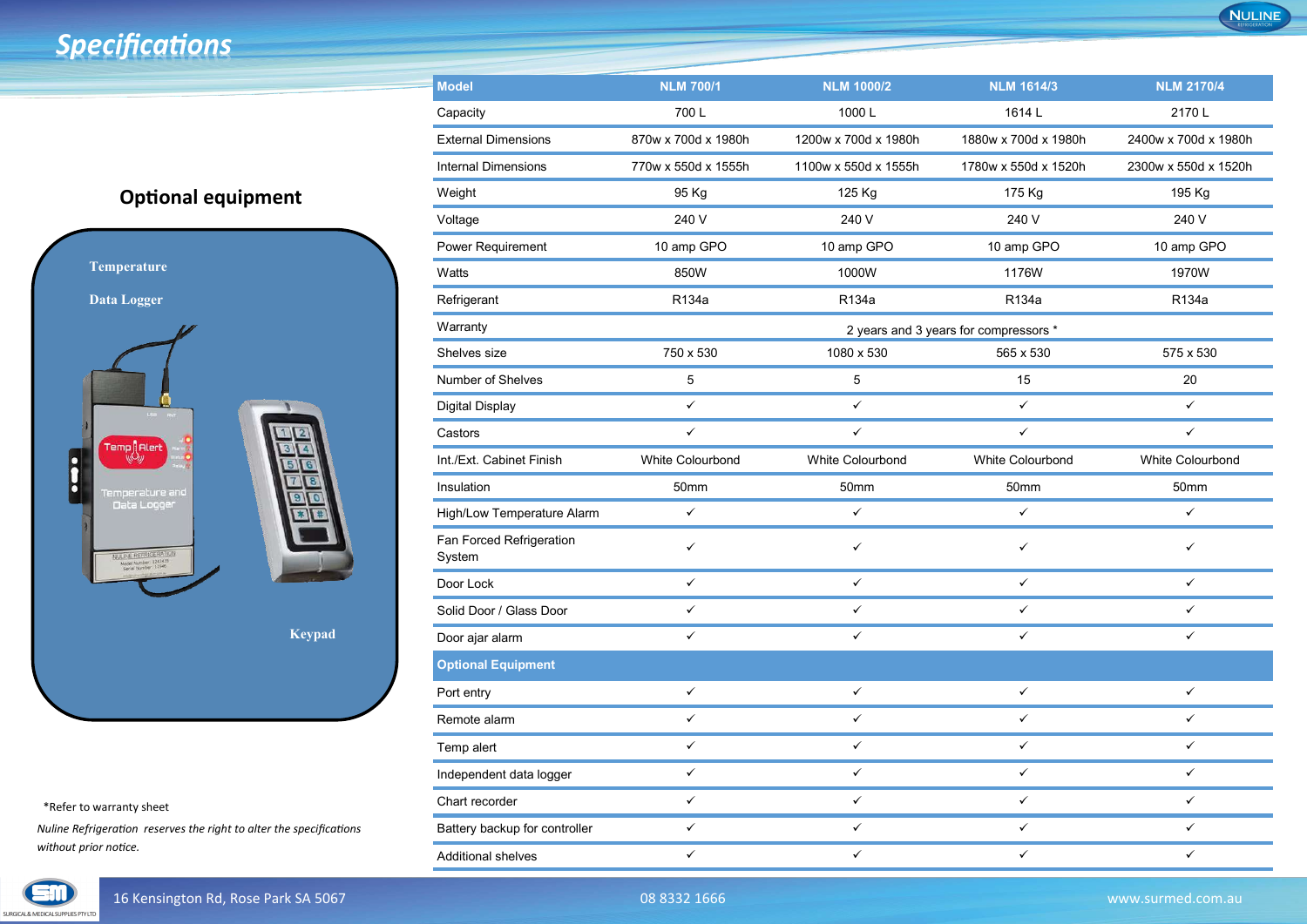# Specifications

## Optional equipment

Temperature

Data Logger

Keypad

| Model | NLM 700/1 | NLM 1000/2 | NLM 1614/3 | NLM 2170/4 |
|---|---|---|---|---|
| Capacity | 700 L | 1000 L | 1614 L | 2170 L |
| External Dimensions | 870w x 700d x 1980h | 1200w x 700d x 1980h | 1880w x 700d x 1980h | 2400w x 700d x 1980h |
| Internal Dimensions | 770w x 550d x 1555h | 1100w x 550d x 1555h | 1780w x 550d x 1520h | 2300w x 550d x 1520h |
| Weight | 95 Kg | 125 Kg | 175 Kg | 195 Kg |
| Voltage | 240 V | 240 V | 240 V | 240 V |
| Power Requirement | 10 amp GPO | 10 amp GPO | 10 amp GPO | 10 amp GPO |
| Watts | 850W | 1000W | 1176W | 1970W |
| Refrigerant | R134a | R134a | R134a | R134a |
| Warranty | 2 years and 3 years for compressors * | | | |
| Shelves size | 750 x 530 | 1080 x 530 | 565 x 530 | 575 x 530 |
| Number of Shelves | 5 | 5 | 15 | 20 |
| Digital Display | ✓ | ✓ | ✓ | ✓ |
| Castors | ✓ | ✓ | ✓ | ✓ |
| Int./Ext. Cabinet Finish | White Colourbond | White Colourbond | White Colourbond | White Colourbond |
| Insulation | 50mm | 50mm | 50mm | 50mm |
| High/Low Temperature Alarm | ✓ | ✓ | ✓ | ✓ |
| Fan Forced Refrigeration System | ✓ | ✓ | ✓ | ✓ |
| Door Lock | ✓ | ✓ | ✓ | ✓ |
| Solid Door / Glass Door | ✓ | ✓ | ✓ | ✓ |
| Door ajar alarm | ✓ | ✓ | ✓ | ✓ |
| **Optional Equipment** | | | | |
| Port entry | ✓ | ✓ | ✓ | ✓ |
| Remote alarm | ✓ | ✓ | ✓ | ✓ |
| Temp alert | ✓ | ✓ | ✓ | ✓ |
| Independent data logger | ✓ | ✓ | ✓ | ✓ |
| Chart recorder | ✓ | ✓ | ✓ | ✓ |
| Battery backup for controller | ✓ | ✓ | ✓ | ✓ |
| Additional shelves | ✓ | ✓ | ✓ | ✓ |

*Refer to warranty sheet

*Nuline Refrigeration reserves the right to alter the specifications without prior notice.*

16 Kensington Rd, Rose Park SA 5067 | 08 8332 1666 | www.surmed.com.au